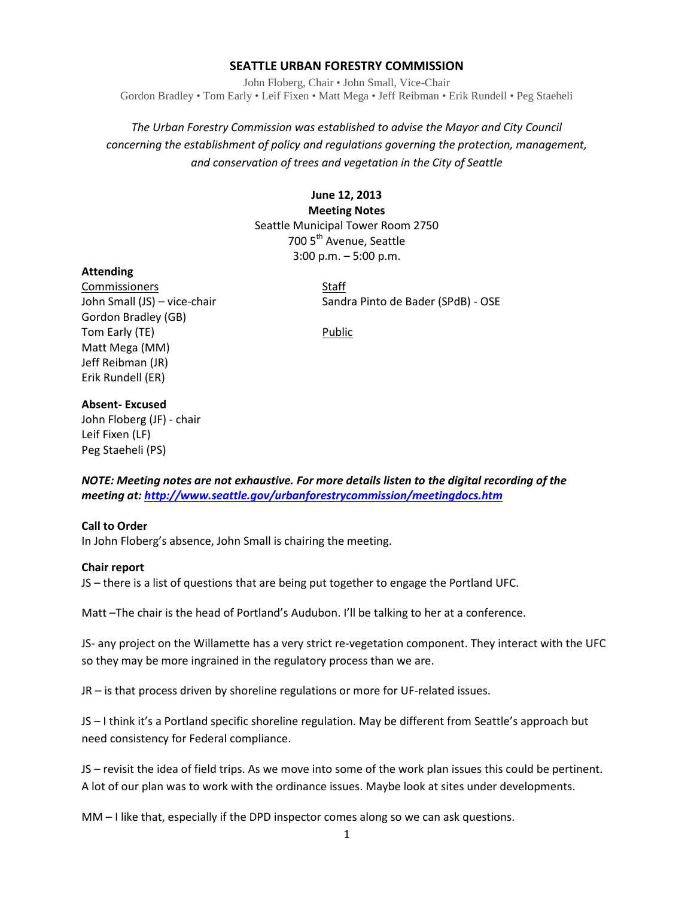# SEATTLE URBAN FORESTRY COMMISSION

John Floberg, Chair • John Small, Vice-Chair
Gordon Bradley • Tom Early • Leif Fixen • Matt Mega • Jeff Reibman • Erik Rundell • Peg Staeheli

*The Urban Forestry Commission was established to advise the Mayor and City Council concerning the establishment of policy and regulations governing the protection, management, and conservation of trees and vegetation in the City of Seattle*

**June 12, 2013**
**Meeting Notes**
Seattle Municipal Tower Room 2750
700 5th Avenue, Seattle
3:00 p.m. – 5:00 p.m.

**Attending**

Commissioners
John Small (JS) – vice-chair
Gordon Bradley (GB)
Tom Early (TE)
Matt Mega (MM)
Jeff Reibman (JR)
Erik Rundell (ER)

Staff
Sandra Pinto de Bader (SPdB) - OSE

Public

**Absent- Excused**
John Floberg (JF) - chair
Leif Fixen (LF)
Peg Staeheli (PS)

***NOTE: Meeting notes are not exhaustive. For more details listen to the digital recording of the meeting at: http://www.seattle.gov/urbanforestrycommission/meetingdocs.htm***

**Call to Order**
In John Floberg's absence, John Small is chairing the meeting.

**Chair report**
JS – there is a list of questions that are being put together to engage the Portland UFC.

Matt –The chair is the head of Portland's Audubon. I'll be talking to her at a conference.

JS- any project on the Willamette has a very strict re-vegetation component. They interact with the UFC so they may be more ingrained in the regulatory process than we are.

JR – is that process driven by shoreline regulations or more for UF-related issues.

JS – I think it's a Portland specific shoreline regulation. May be different from Seattle's approach but need consistency for Federal compliance.

JS – revisit the idea of field trips. As we move into some of the work plan issues this could be pertinent. A lot of our plan was to work with the ordinance issues. Maybe look at sites under developments.

MM – I like that, especially if the DPD inspector comes along so we can ask questions.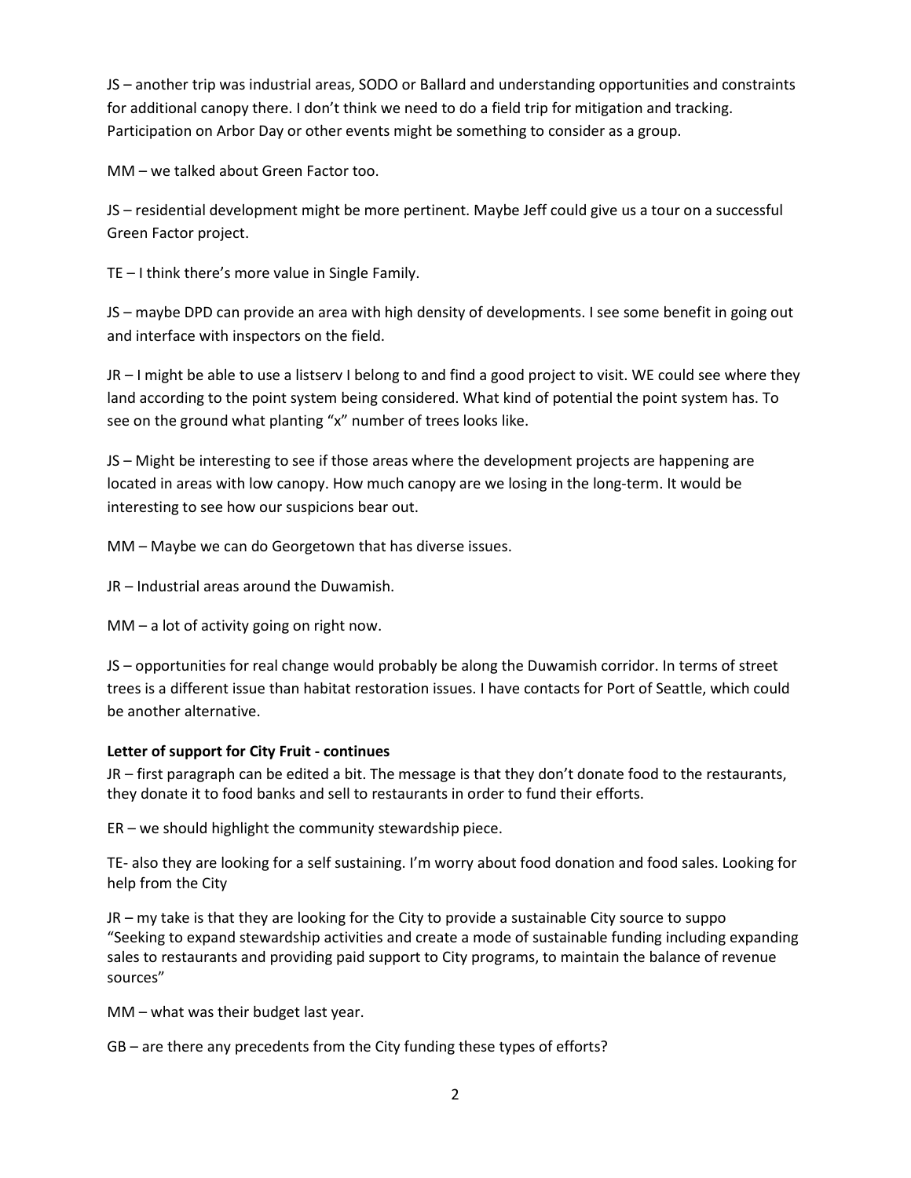JS – another trip was industrial areas, SODO or Ballard and understanding opportunities and constraints for additional canopy there. I don't think we need to do a field trip for mitigation and tracking. Participation on Arbor Day or other events might be something to consider as a group.

MM – we talked about Green Factor too.

JS – residential development might be more pertinent. Maybe Jeff could give us a tour on a successful Green Factor project.

TE – I think there's more value in Single Family.

JS – maybe DPD can provide an area with high density of developments. I see some benefit in going out and interface with inspectors on the field.

JR – I might be able to use a listserv I belong to and find a good project to visit. WE could see where they land according to the point system being considered. What kind of potential the point system has. To see on the ground what planting "x" number of trees looks like.

JS – Might be interesting to see if those areas where the development projects are happening are located in areas with low canopy. How much canopy are we losing in the long-term. It would be interesting to see how our suspicions bear out.

MM – Maybe we can do Georgetown that has diverse issues.

JR – Industrial areas around the Duwamish.

MM – a lot of activity going on right now.

JS – opportunities for real change would probably be along the Duwamish corridor. In terms of street trees is a different issue than habitat restoration issues. I have contacts for Port of Seattle, which could be another alternative.

**Letter of support for City Fruit - continues**

JR – first paragraph can be edited a bit. The message is that they don't donate food to the restaurants, they donate it to food banks and sell to restaurants in order to fund their efforts.

ER – we should highlight the community stewardship piece.

TE- also they are looking for a self sustaining. I'm worry about food donation and food sales. Looking for help from the City

JR – my take is that they are looking for the City to provide a sustainable City source to suppo "Seeking to expand stewardship activities and create a mode of sustainable funding including expanding sales to restaurants and providing paid support to City programs, to maintain the balance of revenue sources"

MM – what was their budget last year.

GB – are there any precedents from the City funding these types of efforts?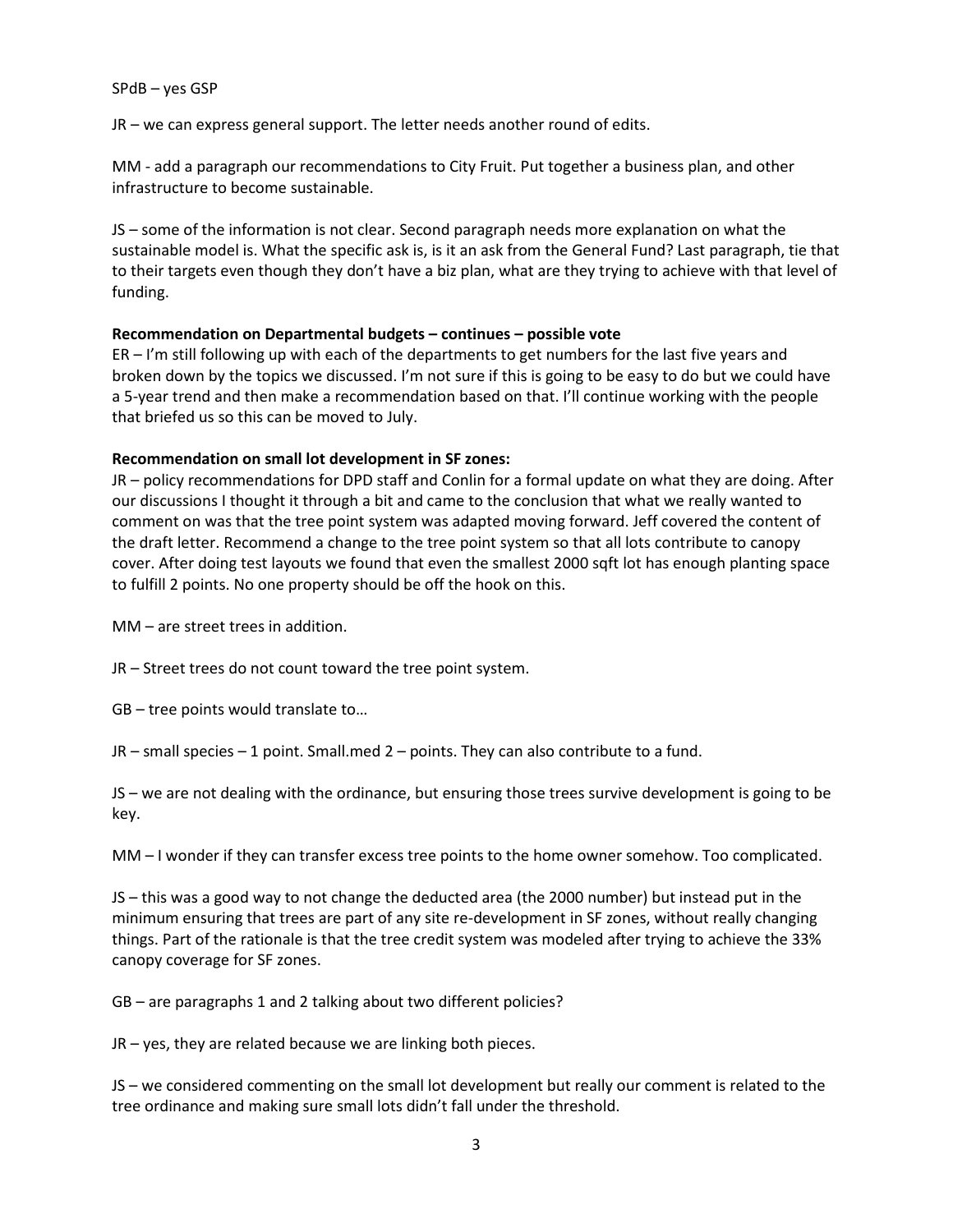SPdB – yes GSP

JR – we can express general support. The letter needs another round of edits.

MM - add a paragraph our recommendations to City Fruit. Put together a business plan, and other infrastructure to become sustainable.

JS – some of the information is not clear. Second paragraph needs more explanation on what the sustainable model is. What the specific ask is, is it an ask from the General Fund? Last paragraph, tie that to their targets even though they don't have a biz plan, what are they trying to achieve with that level of funding.

**Recommendation on Departmental budgets – continues – possible vote**
ER – I'm still following up with each of the departments to get numbers for the last five years and broken down by the topics we discussed. I'm not sure if this is going to be easy to do but we could have a 5-year trend and then make a recommendation based on that. I'll continue working with the people that briefed us so this can be moved to July.

**Recommendation on small lot development in SF zones:**
JR – policy recommendations for DPD staff and Conlin for a formal update on what they are doing. After our discussions I thought it through a bit and came to the conclusion that what we really wanted to comment on was that the tree point system was adapted moving forward. Jeff covered the content of the draft letter. Recommend a change to the tree point system so that all lots contribute to canopy cover. After doing test layouts we found that even the smallest 2000 sqft lot has enough planting space to fulfill 2 points. No one property should be off the hook on this.

MM – are street trees in addition.

JR – Street trees do not count toward the tree point system.

GB – tree points would translate to…

JR – small species – 1 point. Small.med 2 – points. They can also contribute to a fund.

JS – we are not dealing with the ordinance, but ensuring those trees survive development is going to be key.

MM – I wonder if they can transfer excess tree points to the home owner somehow. Too complicated.

JS – this was a good way to not change the deducted area (the 2000 number) but instead put in the minimum ensuring that trees are part of any site re-development in SF zones, without really changing things. Part of the rationale is that the tree credit system was modeled after trying to achieve the 33% canopy coverage for SF zones.

GB – are paragraphs 1 and 2 talking about two different policies?

JR – yes, they are related because we are linking both pieces.

JS – we considered commenting on the small lot development but really our comment is related to the tree ordinance and making sure small lots didn't fall under the threshold.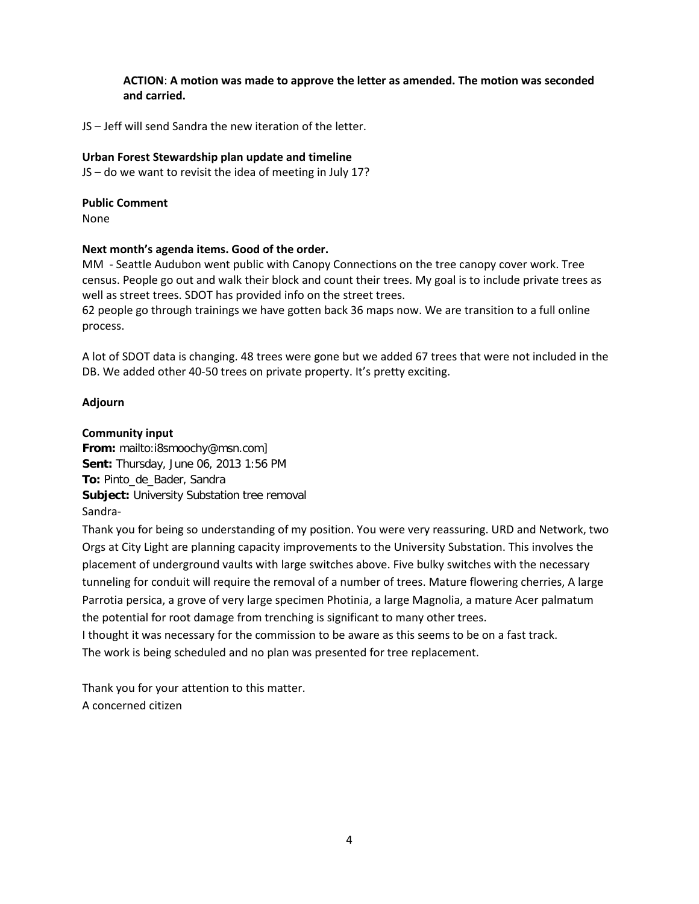**ACTION**: **A motion was made to approve the letter as amended. The motion was seconded and carried.**

JS – Jeff will send Sandra the new iteration of the letter.

**Urban Forest Stewardship plan update and timeline**

JS – do we want to revisit the idea of meeting in July 17?

**Public Comment**

None

**Next month's agenda items. Good of the order.**

MM - Seattle Audubon went public with Canopy Connections on the tree canopy cover work. Tree census. People go out and walk their block and count their trees. My goal is to include private trees as well as street trees. SDOT has provided info on the street trees.

62 people go through trainings we have gotten back 36 maps now. We are transition to a full online process.

A lot of SDOT data is changing. 48 trees were gone but we added 67 trees that were not included in the DB. We added other 40-50 trees on private property. It's pretty exciting.

**Adjourn**

**Community input**

**From:** mailto:i8smoochy@msn.com]
**Sent:** Thursday, June 06, 2013 1:56 PM
**To:** Pinto_de_Bader, Sandra
**Subject:** University Substation tree removal

Sandra-

Thank you for being so understanding of my position. You were very reassuring. URD and Network, two Orgs at City Light are planning capacity improvements to the University Substation. This involves the placement of underground vaults with large switches above. Five bulky switches with the necessary tunneling for conduit will require the removal of a number of trees. Mature flowering cherries, A large Parrotia persica, a grove of very large specimen Photinia, a large Magnolia, a mature Acer palmatum the potential for root damage from trenching is significant to many other trees.

I thought it was necessary for the commission to be aware as this seems to be on a fast track.

The work is being scheduled and no plan was presented for tree replacement.

Thank you for your attention to this matter.

A concerned citizen